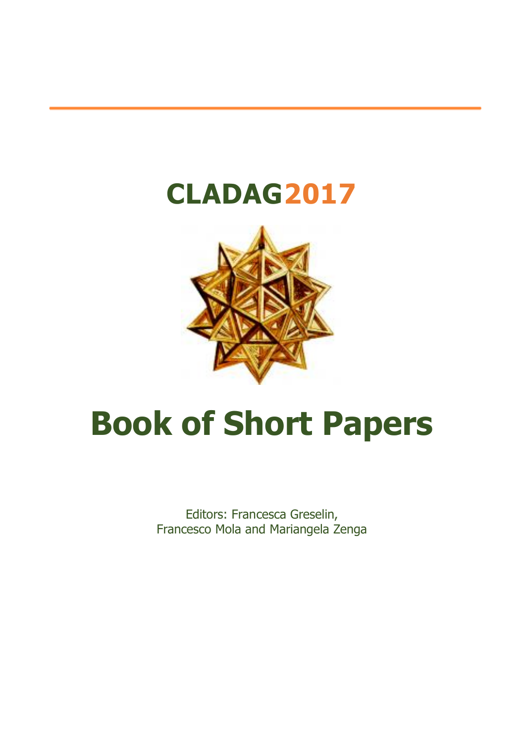# CLADAG2017

# Book of Short Papers

Editors: Francesca Greselin,
Francesco Mola and Mariangela Zenga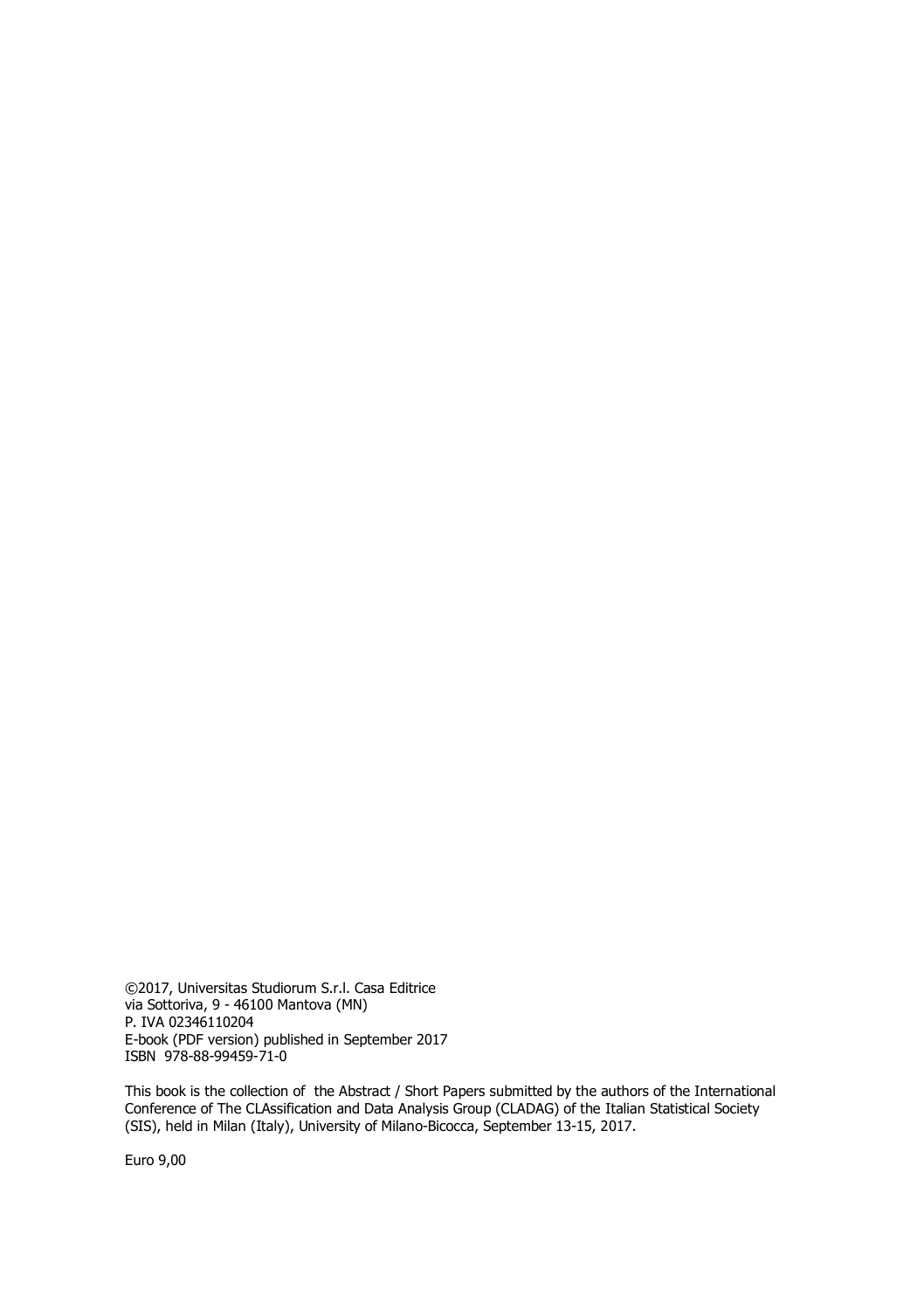©2017, Universitas Studiorum S.r.l. Casa Editrice
via Sottoriva, 9 - 46100 Mantova (MN)
P. IVA 02346110204
E-book (PDF version) published in September 2017
ISBN 978-88-99459-71-0

This book is the collection of the Abstract / Short Papers submitted by the authors of the International Conference of The CLAssification and Data Analysis Group (CLADAG) of the Italian Statistical Society (SIS), held in Milan (Italy), University of Milano-Bicocca, September 13-15, 2017.

Euro 9,00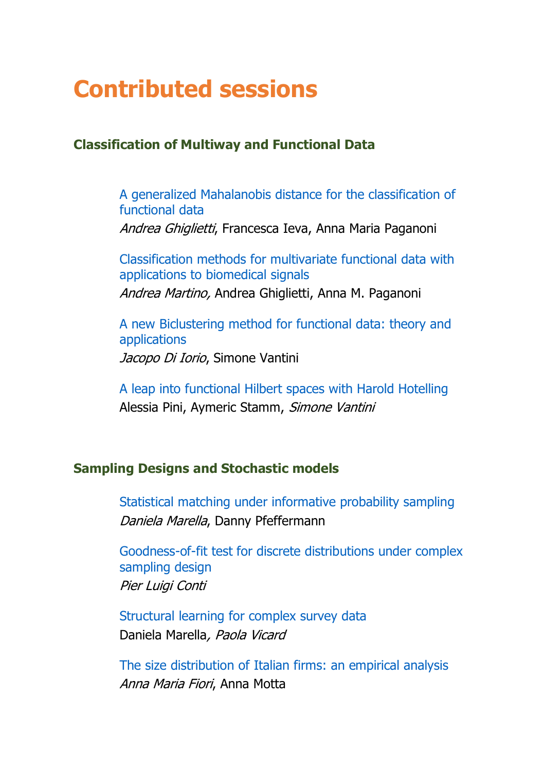# Contributed sessions

## Classification of Multiway and Functional Data

A generalized Mahalanobis distance for the classification of functional data
*Andrea Ghiglietti*, Francesca Ieva, Anna Maria Paganoni

Classification methods for multivariate functional data with applications to biomedical signals
*Andrea Martino,* Andrea Ghiglietti, Anna M. Paganoni

A new Biclustering method for functional data: theory and applications
*Jacopo Di Iorio*, Simone Vantini

A leap into functional Hilbert spaces with Harold Hotelling
Alessia Pini, Aymeric Stamm, *Simone Vantini*

## Sampling Designs and Stochastic models

Statistical matching under informative probability sampling
*Daniela Marella*, Danny Pfeffermann

Goodness-of-fit test for discrete distributions under complex sampling design
*Pier Luigi Conti*

Structural learning for complex survey data
Daniela Marella*, Paola Vicard*

The size distribution of Italian firms: an empirical analysis
*Anna Maria Fiori*, Anna Motta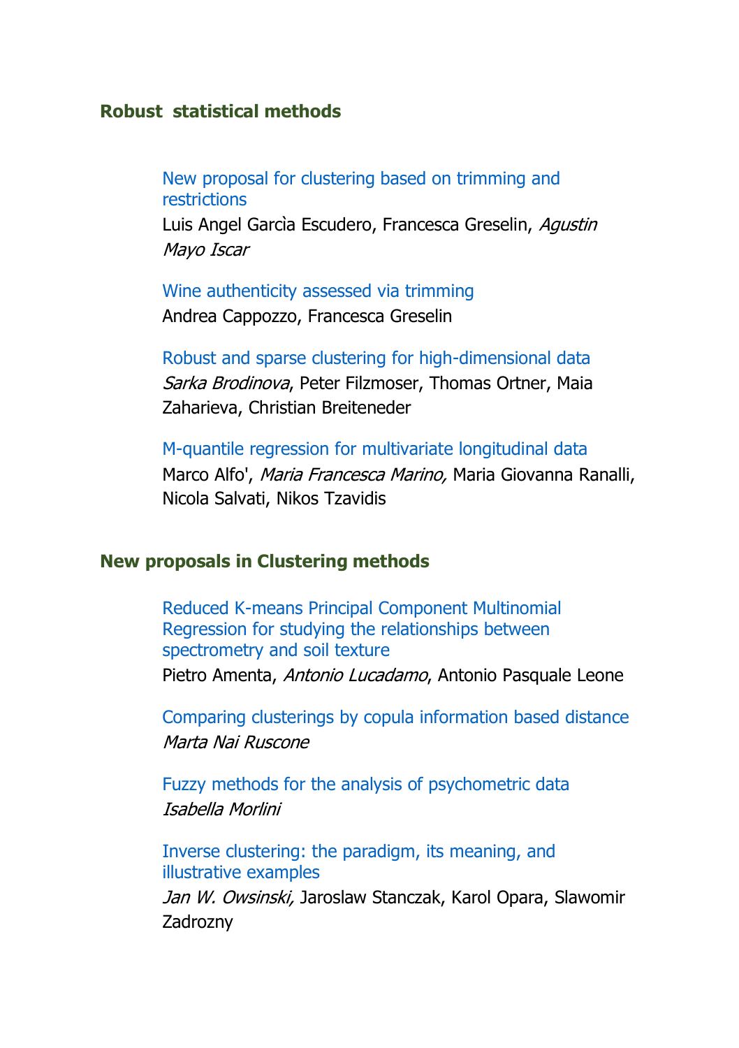## Robust statistical methods

New proposal for clustering based on trimming and restrictions

Luis Angel Garcìa Escudero, Francesca Greselin, *Agustin Mayo Iscar*

Wine authenticity assessed via trimming

Andrea Cappozzo, Francesca Greselin

Robust and sparse clustering for high-dimensional data

*Sarka Brodinova*, Peter Filzmoser, Thomas Ortner, Maia Zaharieva, Christian Breiteneder

M-quantile regression for multivariate longitudinal data

Marco Alfo', *Maria Francesca Marino,* Maria Giovanna Ranalli, Nicola Salvati, Nikos Tzavidis

## New proposals in Clustering methods

Reduced K-means Principal Component Multinomial Regression for studying the relationships between spectrometry and soil texture

Pietro Amenta, *Antonio Lucadamo*, Antonio Pasquale Leone

Comparing clusterings by copula information based distance

*Marta Nai Ruscone*

Fuzzy methods for the analysis of psychometric data

*Isabella Morlini*

Inverse clustering: the paradigm, its meaning, and illustrative examples

*Jan W. Owsinski,* Jaroslaw Stanczak, Karol Opara, Slawomir Zadrozny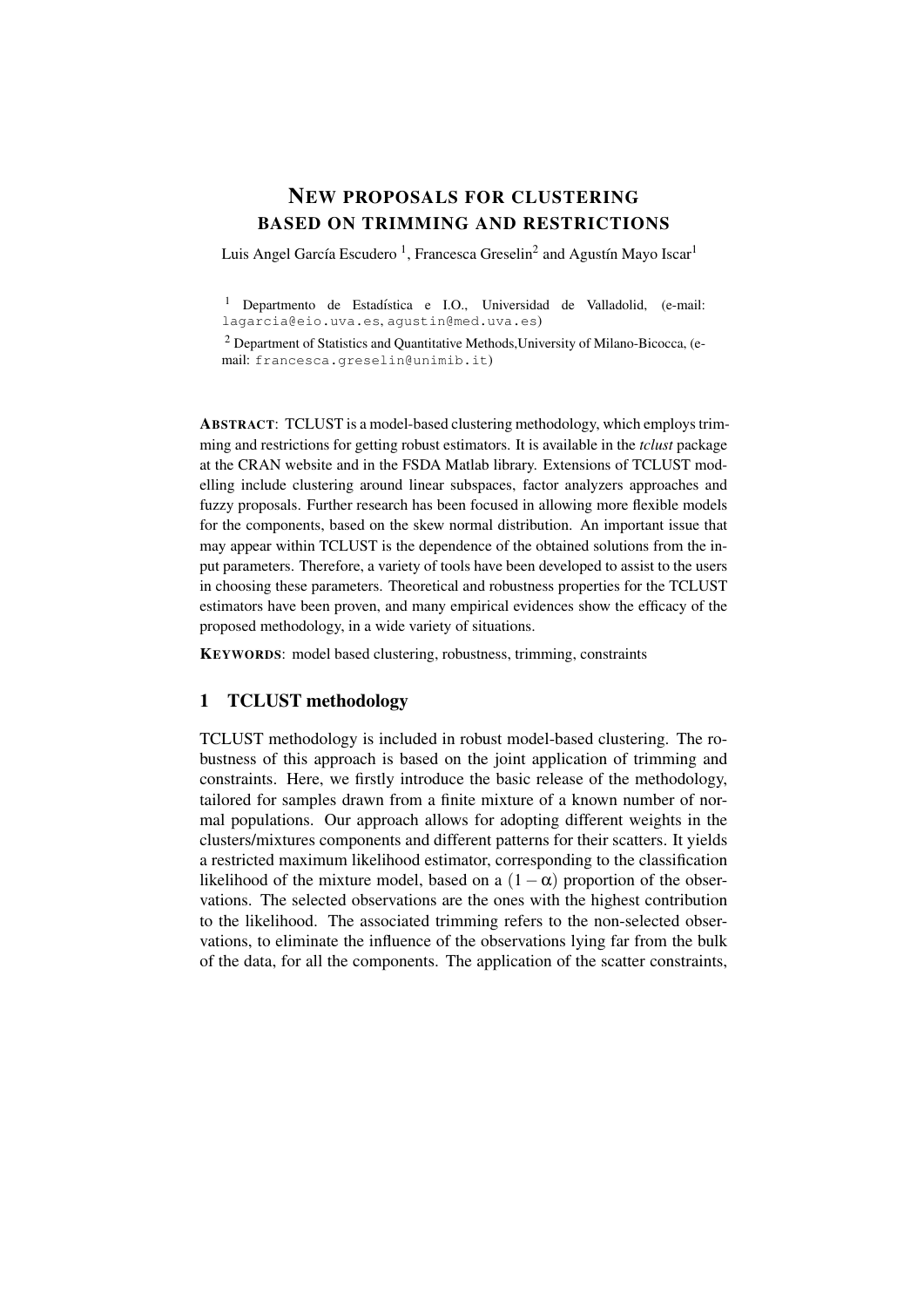# NEW PROPOSALS FOR CLUSTERING BASED ON TRIMMING AND RESTRICTIONS

Luis Angel García Escudero [1], Francesca Greselin[2] and Agustín Mayo Iscar[1]

[1] Departmento de Estadística e I.O., Universidad de Valladolid, (e-mail: lagarcia@eio.uva.es, agustin@med.uva.es)

[2] Department of Statistics and Quantitative Methods,University of Milano-Bicocca, (e-mail: francesca.greselin@unimib.it)

**ABSTRACT**: TCLUST is a model-based clustering methodology, which employs trimming and restrictions for getting robust estimators. It is available in the *tclust* package at the CRAN website and in the FSDA Matlab library. Extensions of TCLUST modelling include clustering around linear subspaces, factor analyzers approaches and fuzzy proposals. Further research has been focused in allowing more flexible models for the components, based on the skew normal distribution. An important issue that may appear within TCLUST is the dependence of the obtained solutions from the input parameters. Therefore, a variety of tools have been developed to assist to the users in choosing these parameters. Theoretical and robustness properties for the TCLUST estimators have been proven, and many empirical evidences show the efficacy of the proposed methodology, in a wide variety of situations.

**KEYWORDS**: model based clustering, robustness, trimming, constraints

## 1 TCLUST methodology

TCLUST methodology is included in robust model-based clustering. The robustness of this approach is based on the joint application of trimming and constraints. Here, we firstly introduce the basic release of the methodology, tailored for samples drawn from a finite mixture of a known number of normal populations. Our approach allows for adopting different weights in the clusters/mixtures components and different patterns for their scatters. It yields a restricted maximum likelihood estimator, corresponding to the classification likelihood of the mixture model, based on a $(1-\alpha)$ proportion of the observations. The selected observations are the ones with the highest contribution to the likelihood. The associated trimming refers to the non-selected observations, to eliminate the influence of the observations lying far from the bulk of the data, for all the components. The application of the scatter constraints,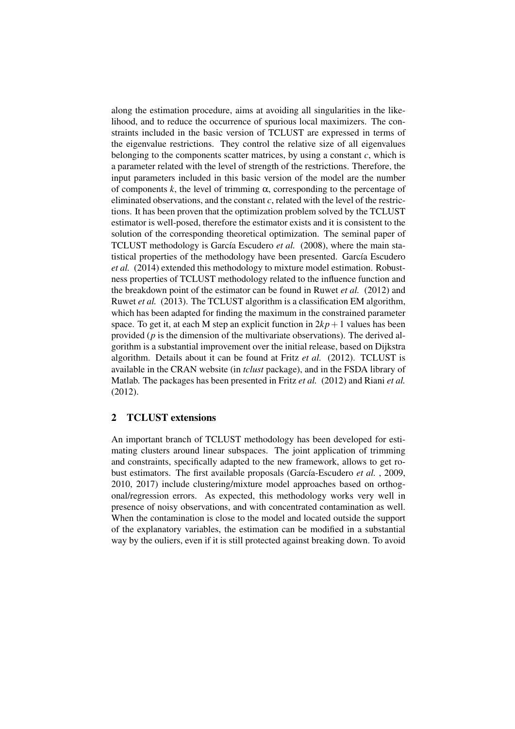along the estimation procedure, aims at avoiding all singularities in the likelihood, and to reduce the occurrence of spurious local maximizers. The constraints included in the basic version of TCLUST are expressed in terms of the eigenvalue restrictions. They control the relative size of all eigenvalues belonging to the components scatter matrices, by using a constant $c$, which is a parameter related with the level of strength of the restrictions. Therefore, the input parameters included in this basic version of the model are the number of components $k$, the level of trimming $\alpha$, corresponding to the percentage of eliminated observations, and the constant $c$, related with the level of the restrictions. It has been proven that the optimization problem solved by the TCLUST estimator is well-posed, therefore the estimator exists and it is consistent to the solution of the corresponding theoretical optimization. The seminal paper of TCLUST methodology is García Escudero *et al.* (2008), where the main statistical properties of the methodology have been presented. García Escudero *et al.* (2014) extended this methodology to mixture model estimation. Robustness properties of TCLUST methodology related to the influence function and the breakdown point of the estimator can be found in Ruwet *et al.* (2012) and Ruwet *et al.* (2013). The TCLUST algorithm is a classification EM algorithm, which has been adapted for finding the maximum in the constrained parameter space. To get it, at each M step an explicit function in $2kp+1$ values has been provided ($p$ is the dimension of the multivariate observations). The derived algorithm is a substantial improvement over the initial release, based on Dijkstra algorithm. Details about it can be found at Fritz *et al.* (2012). TCLUST is available in the CRAN website (in *tclust* package), and in the FSDA library of Matlab. The packages has been presented in Fritz *et al.* (2012) and Riani *et al.* (2012).

## 2 TCLUST extensions

An important branch of TCLUST methodology has been developed for estimating clusters around linear subspaces. The joint application of trimming and constraints, specifically adapted to the new framework, allows to get robust estimators. The first available proposals (García-Escudero *et al.* , 2009, 2010, 2017) include clustering/mixture model approaches based on orthogonal/regression errors. As expected, this methodology works very well in presence of noisy observations, and with concentrated contamination as well. When the contamination is close to the model and located outside the support of the explanatory variables, the estimation can be modified in a substantial way by the ouliers, even if it is still protected against breaking down. To avoid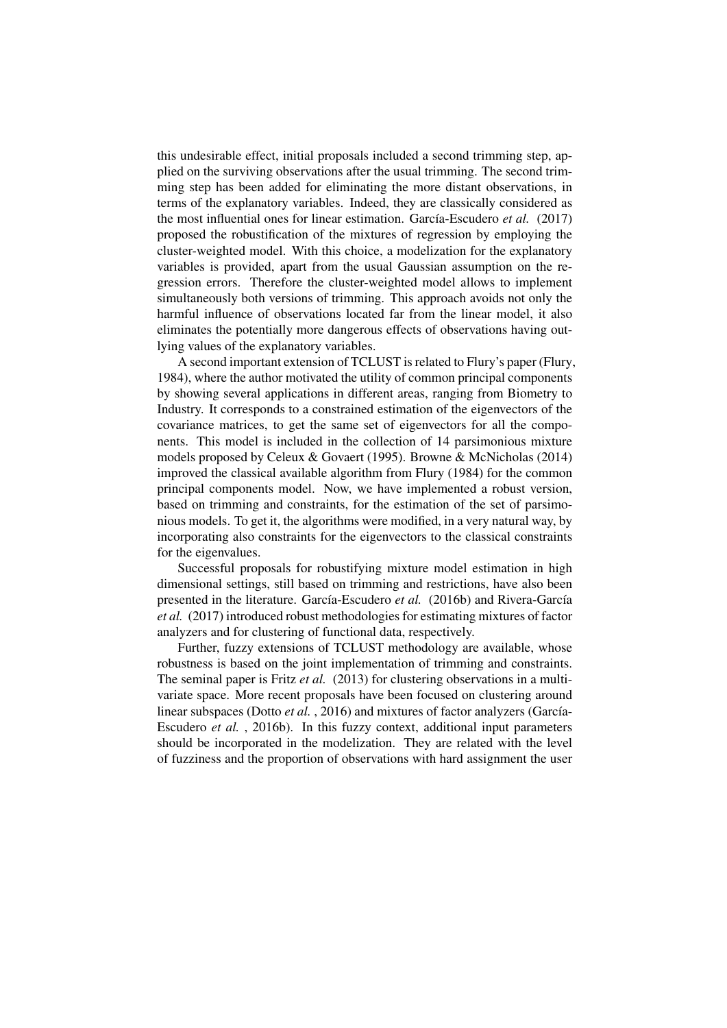this undesirable effect, initial proposals included a second trimming step, applied on the surviving observations after the usual trimming. The second trimming step has been added for eliminating the more distant observations, in terms of the explanatory variables. Indeed, they are classically considered as the most influential ones for linear estimation. García-Escudero *et al.* (2017) proposed the robustification of the mixtures of regression by employing the cluster-weighted model. With this choice, a modelization for the explanatory variables is provided, apart from the usual Gaussian assumption on the regression errors. Therefore the cluster-weighted model allows to implement simultaneously both versions of trimming. This approach avoids not only the harmful influence of observations located far from the linear model, it also eliminates the potentially more dangerous effects of observations having outlying values of the explanatory variables.

A second important extension of TCLUST is related to Flury's paper (Flury, 1984), where the author motivated the utility of common principal components by showing several applications in different areas, ranging from Biometry to Industry. It corresponds to a constrained estimation of the eigenvectors of the covariance matrices, to get the same set of eigenvectors for all the components. This model is included in the collection of 14 parsimonious mixture models proposed by Celeux & Govaert (1995). Browne & McNicholas (2014) improved the classical available algorithm from Flury (1984) for the common principal components model. Now, we have implemented a robust version, based on trimming and constraints, for the estimation of the set of parsimonious models. To get it, the algorithms were modified, in a very natural way, by incorporating also constraints for the eigenvectors to the classical constraints for the eigenvalues.

Successful proposals for robustifying mixture model estimation in high dimensional settings, still based on trimming and restrictions, have also been presented in the literature. García-Escudero *et al.* (2016b) and Rivera-García *et al.* (2017) introduced robust methodologies for estimating mixtures of factor analyzers and for clustering of functional data, respectively.

Further, fuzzy extensions of TCLUST methodology are available, whose robustness is based on the joint implementation of trimming and constraints. The seminal paper is Fritz *et al.* (2013) for clustering observations in a multivariate space. More recent proposals have been focused on clustering around linear subspaces (Dotto *et al.* , 2016) and mixtures of factor analyzers (García-Escudero *et al.* , 2016b). In this fuzzy context, additional input parameters should be incorporated in the modelization. They are related with the level of fuzziness and the proportion of observations with hard assignment the user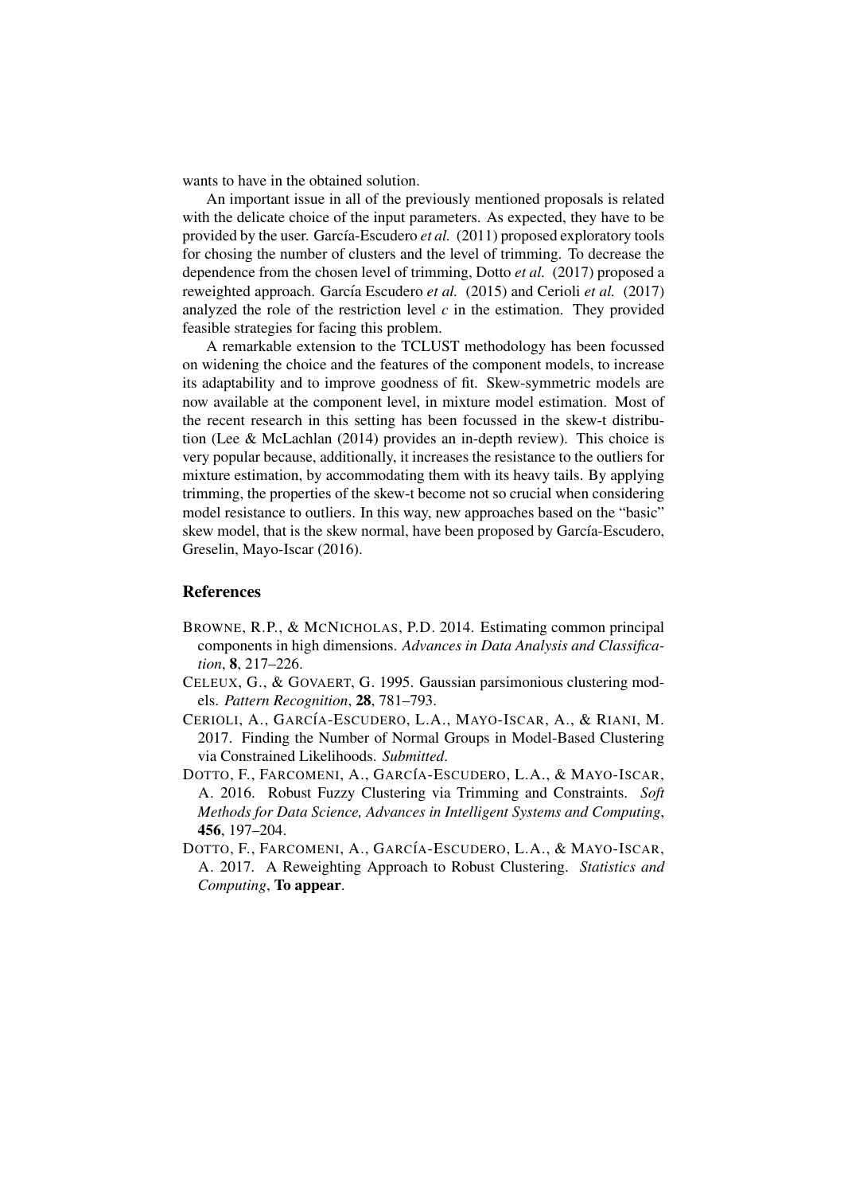wants to have in the obtained solution.

An important issue in all of the previously mentioned proposals is related with the delicate choice of the input parameters. As expected, they have to be provided by the user. García-Escudero *et al.* (2011) proposed exploratory tools for chosing the number of clusters and the level of trimming. To decrease the dependence from the chosen level of trimming, Dotto *et al.* (2017) proposed a reweighted approach. García Escudero *et al.* (2015) and Cerioli *et al.* (2017) analyzed the role of the restriction level $c$ in the estimation. They provided feasible strategies for facing this problem.

A remarkable extension to the TCLUST methodology has been focussed on widening the choice and the features of the component models, to increase its adaptability and to improve goodness of fit. Skew-symmetric models are now available at the component level, in mixture model estimation. Most of the recent research in this setting has been focussed in the skew-t distribution (Lee & McLachlan (2014) provides an in-depth review). This choice is very popular because, additionally, it increases the resistance to the outliers for mixture estimation, by accommodating them with its heavy tails. By applying trimming, the properties of the skew-t become not so crucial when considering model resistance to outliers. In this way, new approaches based on the "basic" skew model, that is the skew normal, have been proposed by García-Escudero, Greselin, Mayo-Iscar (2016).

## References

BROWNE, R.P., & MCNICHOLAS, P.D. 2014. Estimating common principal components in high dimensions. *Advances in Data Analysis and Classification*, **8**, 217–226.

CELEUX, G., & GOVAERT, G. 1995. Gaussian parsimonious clustering models. *Pattern Recognition*, **28**, 781–793.

CERIOLI, A., GARCÍA-ESCUDERO, L.A., MAYO-ISCAR, A., & RIANI, M. 2017. Finding the Number of Normal Groups in Model-Based Clustering via Constrained Likelihoods. *Submitted*.

DOTTO, F., FARCOMENI, A., GARCÍA-ESCUDERO, L.A., & MAYO-ISCAR, A. 2016. Robust Fuzzy Clustering via Trimming and Constraints. *Soft Methods for Data Science, Advances in Intelligent Systems and Computing*, **456**, 197–204.

DOTTO, F., FARCOMENI, A., GARCÍA-ESCUDERO, L.A., & MAYO-ISCAR, A. 2017. A Reweighting Approach to Robust Clustering. *Statistics and Computing*, **To appear**.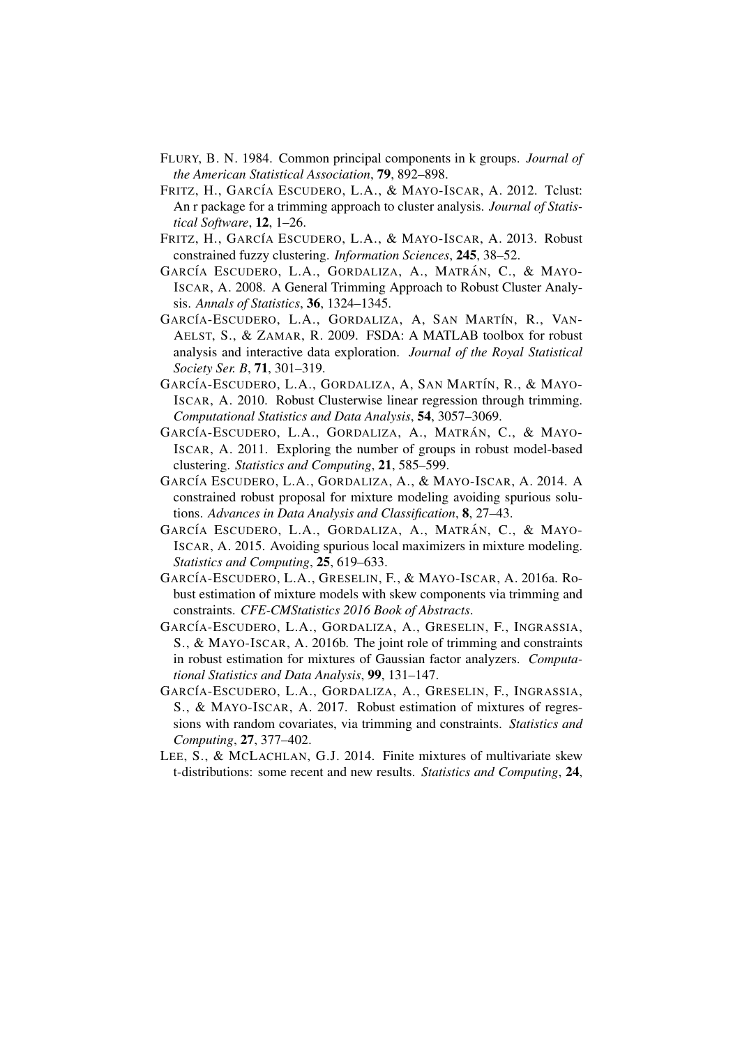FLURY, B. N. 1984. Common principal components in k groups. *Journal of the American Statistical Association*, **79**, 892–898.

FRITZ, H., GARCÍA ESCUDERO, L.A., & MAYO-ISCAR, A. 2012. Tclust: An r package for a trimming approach to cluster analysis. *Journal of Statistical Software*, **12**, 1–26.

FRITZ, H., GARCÍA ESCUDERO, L.A., & MAYO-ISCAR, A. 2013. Robust constrained fuzzy clustering. *Information Sciences*, **245**, 38–52.

GARCÍA ESCUDERO, L.A., GORDALIZA, A., MATRÁN, C., & MAYO-ISCAR, A. 2008. A General Trimming Approach to Robust Cluster Analysis. *Annals of Statistics*, **36**, 1324–1345.

GARCÍA-ESCUDERO, L.A., GORDALIZA, A, SAN MARTÍN, R., VAN-AELST, S., & ZAMAR, R. 2009. FSDA: A MATLAB toolbox for robust analysis and interactive data exploration. *Journal of the Royal Statistical Society Ser. B*, **71**, 301–319.

GARCÍA-ESCUDERO, L.A., GORDALIZA, A, SAN MARTÍN, R., & MAYO-ISCAR, A. 2010. Robust Clusterwise linear regression through trimming. *Computational Statistics and Data Analysis*, **54**, 3057–3069.

GARCÍA-ESCUDERO, L.A., GORDALIZA, A., MATRÁN, C., & MAYO-ISCAR, A. 2011. Exploring the number of groups in robust model-based clustering. *Statistics and Computing*, **21**, 585–599.

GARCÍA ESCUDERO, L.A., GORDALIZA, A., & MAYO-ISCAR, A. 2014. A constrained robust proposal for mixture modeling avoiding spurious solutions. *Advances in Data Analysis and Classification*, **8**, 27–43.

GARCÍA ESCUDERO, L.A., GORDALIZA, A., MATRÁN, C., & MAYO-ISCAR, A. 2015. Avoiding spurious local maximizers in mixture modeling. *Statistics and Computing*, **25**, 619–633.

GARCÍA-ESCUDERO, L.A., GRESELIN, F., & MAYO-ISCAR, A. 2016a. Robust estimation of mixture models with skew components via trimming and constraints. *CFE-CMStatistics 2016 Book of Abstracts*.

GARCÍA-ESCUDERO, L.A., GORDALIZA, A., GRESELIN, F., INGRASSIA, S., & MAYO-ISCAR, A. 2016b. The joint role of trimming and constraints in robust estimation for mixtures of Gaussian factor analyzers. *Computational Statistics and Data Analysis*, **99**, 131–147.

GARCÍA-ESCUDERO, L.A., GORDALIZA, A., GRESELIN, F., INGRASSIA, S., & MAYO-ISCAR, A. 2017. Robust estimation of mixtures of regressions with random covariates, via trimming and constraints. *Statistics and Computing*, **27**, 377–402.

LEE, S., & MCLACHLAN, G.J. 2014. Finite mixtures of multivariate skew t-distributions: some recent and new results. *Statistics and Computing*, **24**,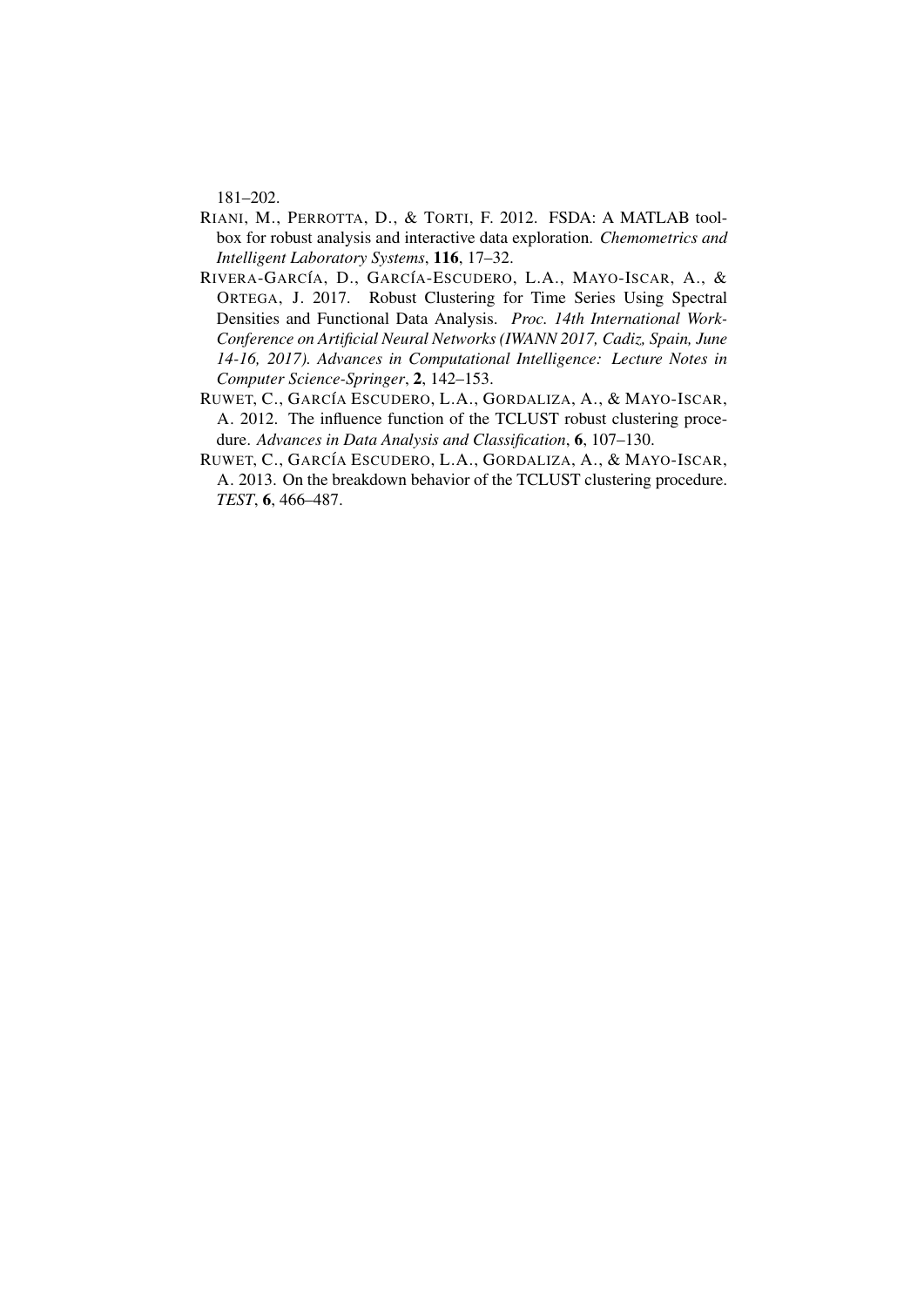181–202.

RIANI, M., PERROTTA, D., & TORTI, F. 2012. FSDA: A MATLAB toolbox for robust analysis and interactive data exploration. *Chemometrics and Intelligent Laboratory Systems*, **116**, 17–32.

RIVERA-GARCÍA, D., GARCÍA-ESCUDERO, L.A., MAYO-ISCAR, A., & ORTEGA, J. 2017. Robust Clustering for Time Series Using Spectral Densities and Functional Data Analysis. *Proc. 14th International Work-Conference on Artificial Neural Networks (IWANN 2017, Cadiz, Spain, June 14-16, 2017). Advances in Computational Intelligence: Lecture Notes in Computer Science-Springer*, **2**, 142–153.

RUWET, C., GARCÍA ESCUDERO, L.A., GORDALIZA, A., & MAYO-ISCAR, A. 2012. The influence function of the TCLUST robust clustering procedure. *Advances in Data Analysis and Classification*, **6**, 107–130.

RUWET, C., GARCÍA ESCUDERO, L.A., GORDALIZA, A., & MAYO-ISCAR, A. 2013. On the breakdown behavior of the TCLUST clustering procedure. *TEST*, **6**, 466–487.